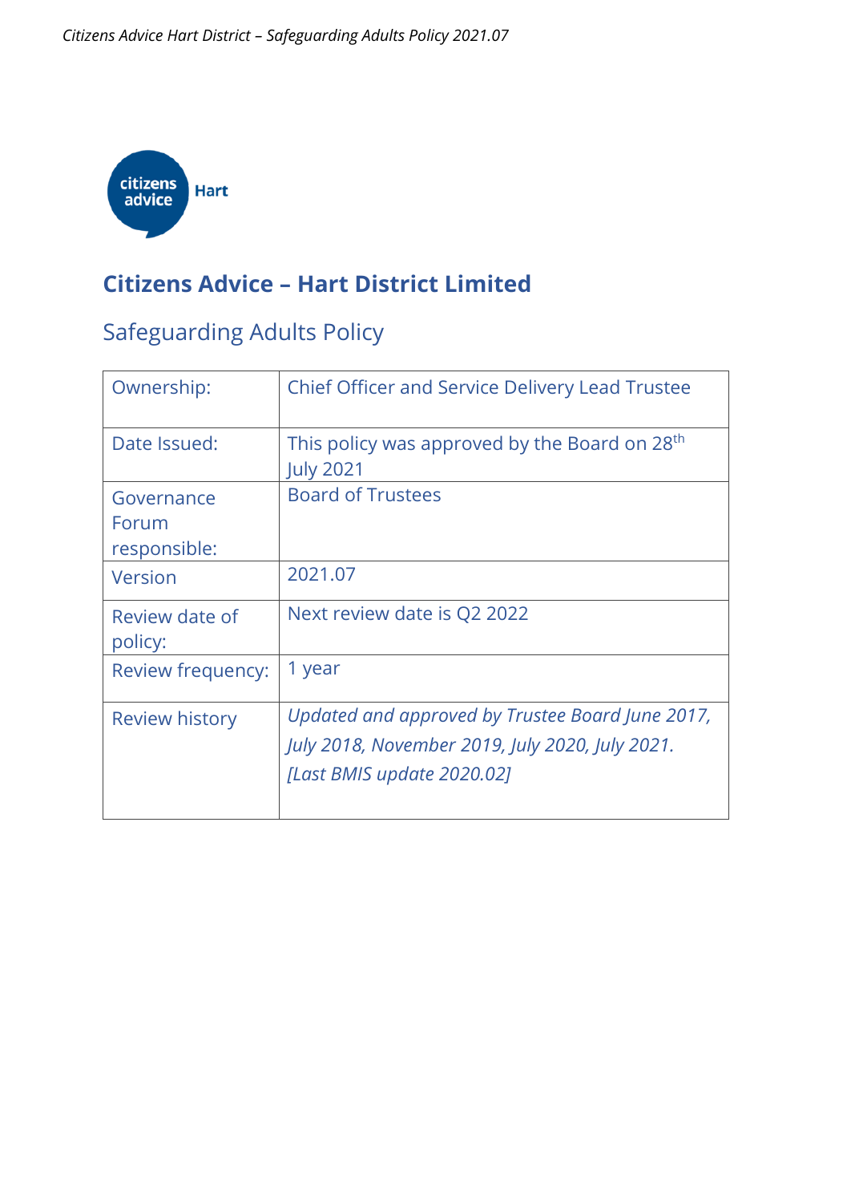# Citizens Advice – Hart District Limited

## Safeguarding Adults Policy

| Ownership: | Chief Officer and Service Delivery Lead Trustee |
|---|---|
| Date Issued: | This policy was approved by the Board on 28th July 2021 |
| Governance Forum responsible: | Board of Trustees |
| Version | 2021.07 |
| Review date of policy: | Next review date is Q2 2022 |
| Review frequency: | 1 year |
| Review history | *Updated and approved by Trustee Board June 2017, July 2018, November 2019, July 2020, July 2021. [Last BMIS update 2020.02]* |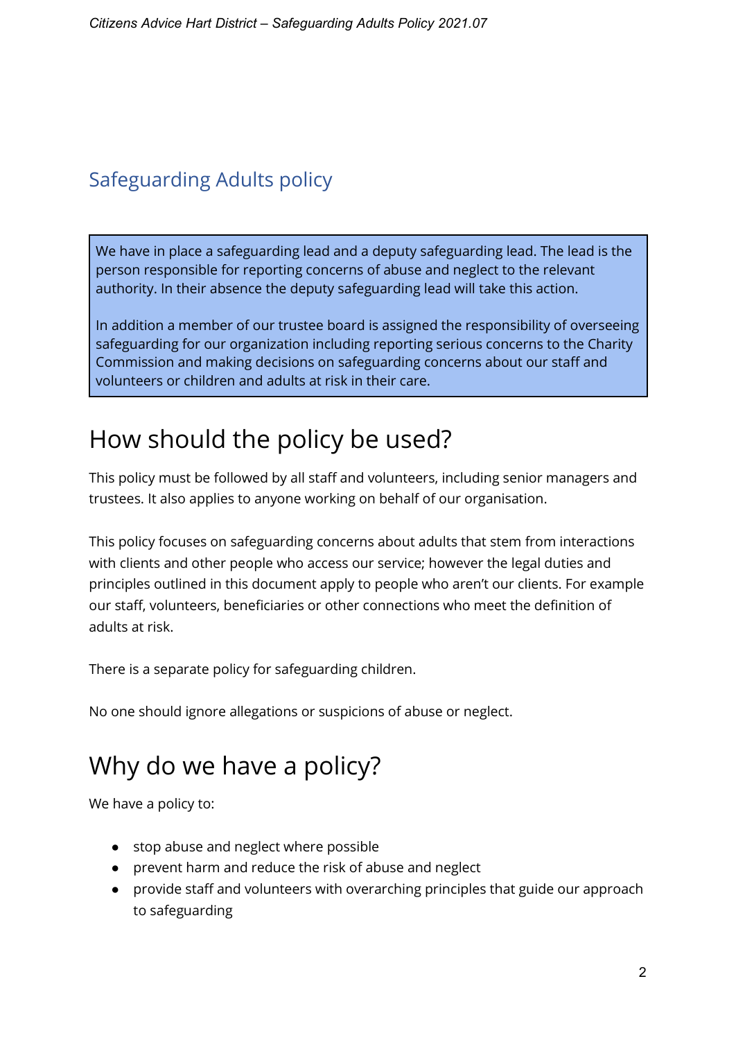## Safeguarding Adults policy

We have in place a safeguarding lead and a deputy safeguarding lead. The lead is the person responsible for reporting concerns of abuse and neglect to the relevant authority. In their absence the deputy safeguarding lead will take this action.

In addition a member of our trustee board is assigned the responsibility of overseeing safeguarding for our organization including reporting serious concerns to the Charity Commission and making decisions on safeguarding concerns about our staff and volunteers or children and adults at risk in their care.

# How should the policy be used?

This policy must be followed by all staff and volunteers, including senior managers and trustees. It also applies to anyone working on behalf of our organisation.

This policy focuses on safeguarding concerns about adults that stem from interactions with clients and other people who access our service; however the legal duties and principles outlined in this document apply to people who aren't our clients. For example our staff, volunteers, beneficiaries or other connections who meet the definition of adults at risk.

There is a separate policy for safeguarding children.

No one should ignore allegations or suspicions of abuse or neglect.

# Why do we have a policy?

We have a policy to:

- stop abuse and neglect where possible
- prevent harm and reduce the risk of abuse and neglect
- provide staff and volunteers with overarching principles that guide our approach to safeguarding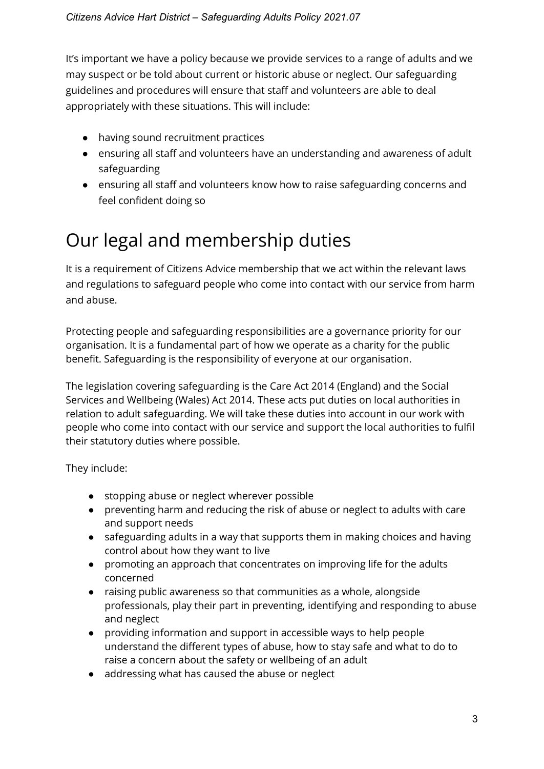It's important we have a policy because we provide services to a range of adults and we may suspect or be told about current or historic abuse or neglect. Our safeguarding guidelines and procedures will ensure that staff and volunteers are able to deal appropriately with these situations. This will include:

- having sound recruitment practices
- ensuring all staff and volunteers have an understanding and awareness of adult safeguarding
- ensuring all staff and volunteers know how to raise safeguarding concerns and feel confident doing so

# Our legal and membership duties

It is a requirement of Citizens Advice membership that we act within the relevant laws and regulations to safeguard people who come into contact with our service from harm and abuse.

Protecting people and safeguarding responsibilities are a governance priority for our organisation. It is a fundamental part of how we operate as a charity for the public benefit. Safeguarding is the responsibility of everyone at our organisation.

The legislation covering safeguarding is the Care Act 2014 (England) and the Social Services and Wellbeing (Wales) Act 2014. These acts put duties on local authorities in relation to adult safeguarding. We will take these duties into account in our work with people who come into contact with our service and support the local authorities to fulfil their statutory duties where possible.

They include:

- stopping abuse or neglect wherever possible
- preventing harm and reducing the risk of abuse or neglect to adults with care and support needs
- safeguarding adults in a way that supports them in making choices and having control about how they want to live
- promoting an approach that concentrates on improving life for the adults concerned
- raising public awareness so that communities as a whole, alongside professionals, play their part in preventing, identifying and responding to abuse and neglect
- providing information and support in accessible ways to help people understand the different types of abuse, how to stay safe and what to do to raise a concern about the safety or wellbeing of an adult
- addressing what has caused the abuse or neglect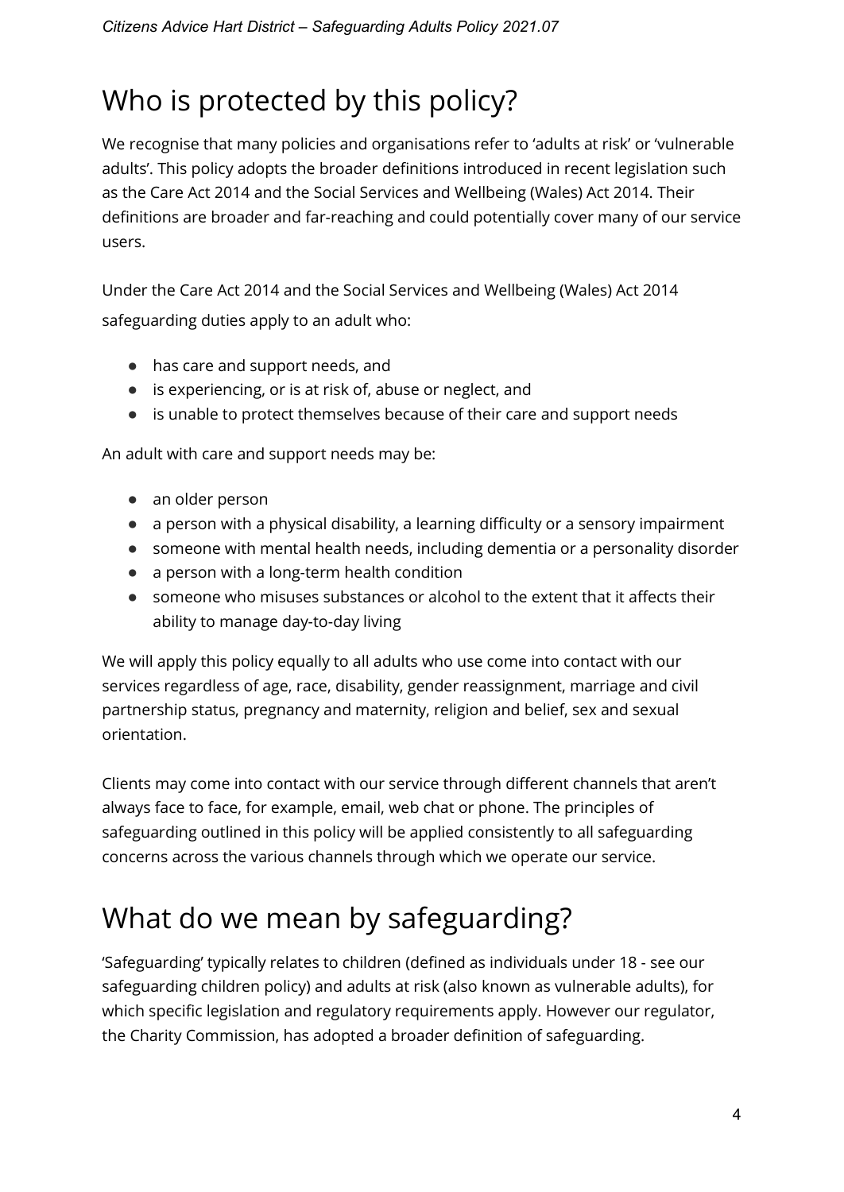# Who is protected by this policy?

We recognise that many policies and organisations refer to 'adults at risk' or 'vulnerable adults'. This policy adopts the broader definitions introduced in recent legislation such as the Care Act 2014 and the Social Services and Wellbeing (Wales) Act 2014. Their definitions are broader and far-reaching and could potentially cover many of our service users.

Under the Care Act 2014 and the Social Services and Wellbeing (Wales) Act 2014 safeguarding duties apply to an adult who:

- has care and support needs, and
- is experiencing, or is at risk of, abuse or neglect, and
- is unable to protect themselves because of their care and support needs

An adult with care and support needs may be:

- an older person
- a person with a physical disability, a learning difficulty or a sensory impairment
- someone with mental health needs, including dementia or a personality disorder
- a person with a long-term health condition
- someone who misuses substances or alcohol to the extent that it affects their ability to manage day-to-day living

We will apply this policy equally to all adults who use come into contact with our services regardless of age, race, disability, gender reassignment, marriage and civil partnership status, pregnancy and maternity, religion and belief, sex and sexual orientation.

Clients may come into contact with our service through different channels that aren't always face to face, for example, email, web chat or phone. The principles of safeguarding outlined in this policy will be applied consistently to all safeguarding concerns across the various channels through which we operate our service.

# What do we mean by safeguarding?

'Safeguarding' typically relates to children (defined as individuals under 18 - see our safeguarding children policy) and adults at risk (also known as vulnerable adults), for which specific legislation and regulatory requirements apply. However our regulator, the Charity Commission, has adopted a broader definition of safeguarding.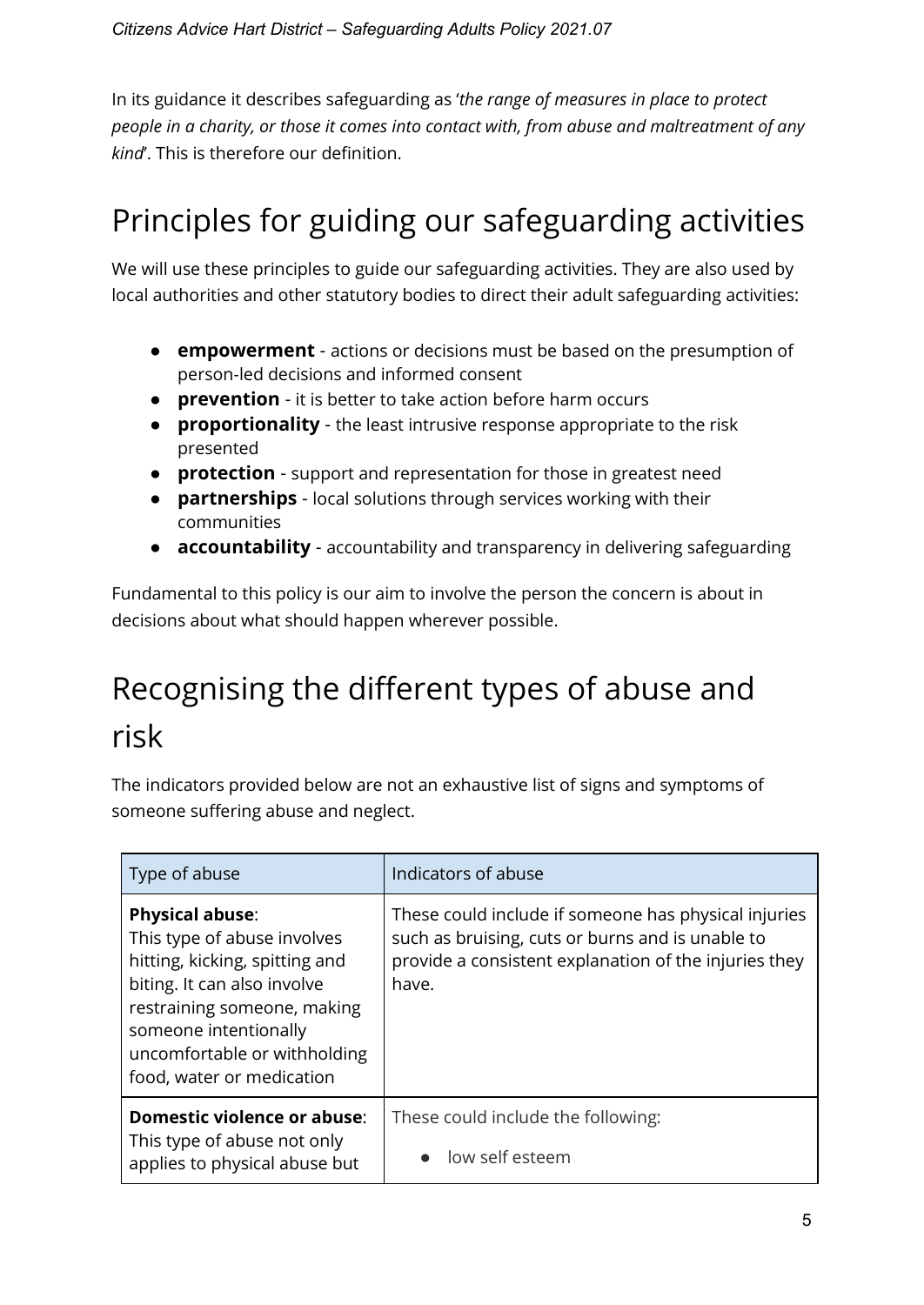In its guidance it describes safeguarding as '*the range of measures in place to protect people in a charity, or those it comes into contact with, from abuse and maltreatment of any kind*'. This is therefore our definition.

## Principles for guiding our safeguarding activities

We will use these principles to guide our safeguarding activities. They are also used by local authorities and other statutory bodies to direct their adult safeguarding activities:

- **empowerment** - actions or decisions must be based on the presumption of person-led decisions and informed consent
- **prevention** - it is better to take action before harm occurs
- **proportionality** - the least intrusive response appropriate to the risk presented
- **protection** - support and representation for those in greatest need
- **partnerships** - local solutions through services working with their communities
- **accountability** - accountability and transparency in delivering safeguarding

Fundamental to this policy is our aim to involve the person the concern is about in decisions about what should happen wherever possible.

## Recognising the different types of abuse and risk

The indicators provided below are not an exhaustive list of signs and symptoms of someone suffering abuse and neglect.

| Type of abuse | Indicators of abuse |
|---|---|
| **Physical abuse**: This type of abuse involves hitting, kicking, spitting and biting. It can also involve restraining someone, making someone intentionally uncomfortable or withholding food, water or medication | These could include if someone has physical injuries such as bruising, cuts or burns and is unable to provide a consistent explanation of the injuries they have. |
| **Domestic violence or abuse**: This type of abuse not only applies to physical abuse but | These could include the following:<br>● low self esteem |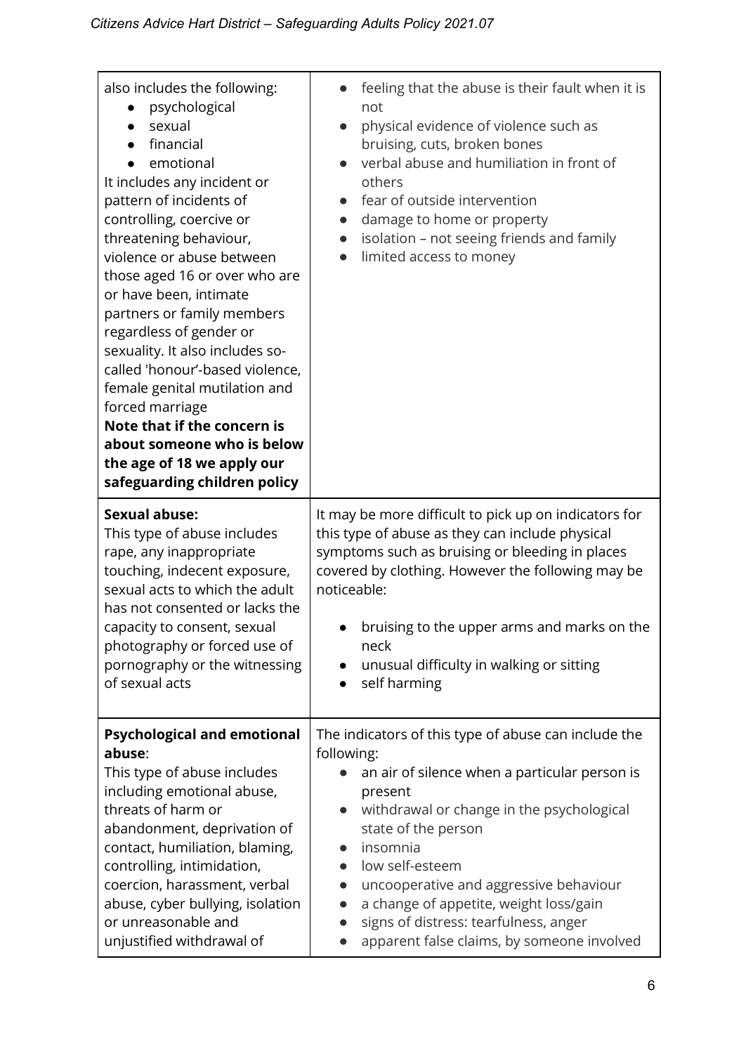| | |
|---|---|
| also includes the following:<br>• psychological<br>• sexual<br>• financial<br>• emotional<br>It includes any incident or pattern of incidents of controlling, coercive or threatening behaviour, violence or abuse between those aged 16 or over who are or have been, intimate partners or family members regardless of gender or sexuality. It also includes so-called 'honour'-based violence, female genital mutilation and forced marriage<br>**Note that if the concern is about someone who is below the age of 18 we apply our safeguarding children policy** | • feeling that the abuse is their fault when it is not<br>• physical evidence of violence such as bruising, cuts, broken bones<br>• verbal abuse and humiliation in front of others<br>• fear of outside intervention<br>• damage to home or property<br>• isolation – not seeing friends and family<br>• limited access to money |
| **Sexual abuse:**<br>This type of abuse includes rape, any inappropriate touching, indecent exposure, sexual acts to which the adult has not consented or lacks the capacity to consent, sexual photography or forced use of pornography or the witnessing of sexual acts | It may be more difficult to pick up on indicators for this type of abuse as they can include physical symptoms such as bruising or bleeding in places covered by clothing. However the following may be noticeable:<br>• bruising to the upper arms and marks on the neck<br>• unusual difficulty in walking or sitting<br>• self harming |
| **Psychological and emotional abuse**:<br>This type of abuse includes including emotional abuse, threats of harm or abandonment, deprivation of contact, humiliation, blaming, controlling, intimidation, coercion, harassment, verbal abuse, cyber bullying, isolation or unreasonable and unjustified withdrawal of | The indicators of this type of abuse can include the following:<br>• an air of silence when a particular person is present<br>• withdrawal or change in the psychological state of the person<br>• insomnia<br>• low self-esteem<br>• uncooperative and aggressive behaviour<br>• a change of appetite, weight loss/gain<br>• signs of distress: tearfulness, anger<br>• apparent false claims, by someone involved |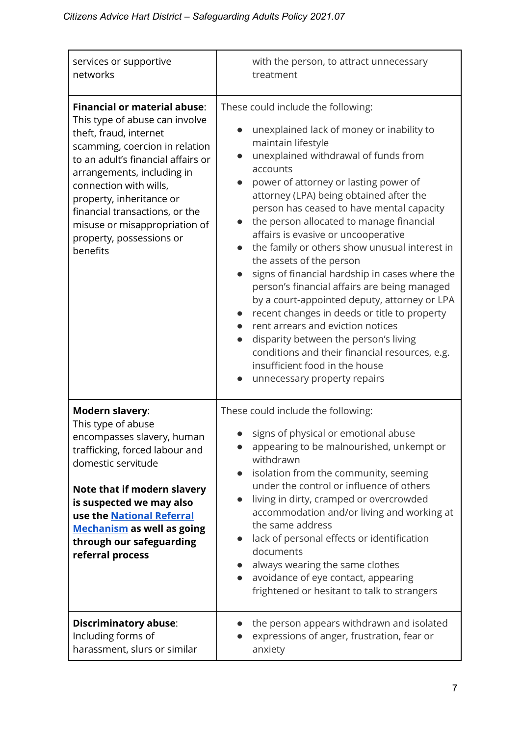| | |
|---|---|
| services or supportive networks | with the person, to attract unnecessary treatment |
| **Financial or material abuse**: This type of abuse can involve theft, fraud, internet scamming, coercion in relation to an adult's financial affairs or arrangements, including in connection with wills, property, inheritance or financial transactions, or the misuse or misappropriation of property, possessions or benefits | These could include the following:<br>• unexplained lack of money or inability to maintain lifestyle<br>• unexplained withdrawal of funds from accounts<br>• power of attorney or lasting power of attorney (LPA) being obtained after the person has ceased to have mental capacity<br>• the person allocated to manage financial affairs is evasive or uncooperative<br>• the family or others show unusual interest in the assets of the person<br>• signs of financial hardship in cases where the person's financial affairs are being managed by a court-appointed deputy, attorney or LPA<br>• recent changes in deeds or title to property<br>• rent arrears and eviction notices<br>• disparity between the person's living conditions and their financial resources, e.g. insufficient food in the house<br>• unnecessary property repairs |
| **Modern slavery**: This type of abuse encompasses slavery, human trafficking, forced labour and domestic servitude<br><br>**Note that if modern slavery is suspected we may also use the National Referral Mechanism as well as going through our safeguarding referral process** | These could include the following:<br>• signs of physical or emotional abuse<br>• appearing to be malnourished, unkempt or withdrawn<br>• isolation from the community, seeming under the control or influence of others<br>• living in dirty, cramped or overcrowded accommodation and/or living and working at the same address<br>• lack of personal effects or identification documents<br>• always wearing the same clothes<br>• avoidance of eye contact, appearing frightened or hesitant to talk to strangers |
| **Discriminatory abuse**: Including forms of harassment, slurs or similar | • the person appears withdrawn and isolated<br>• expressions of anger, frustration, fear or anxiety |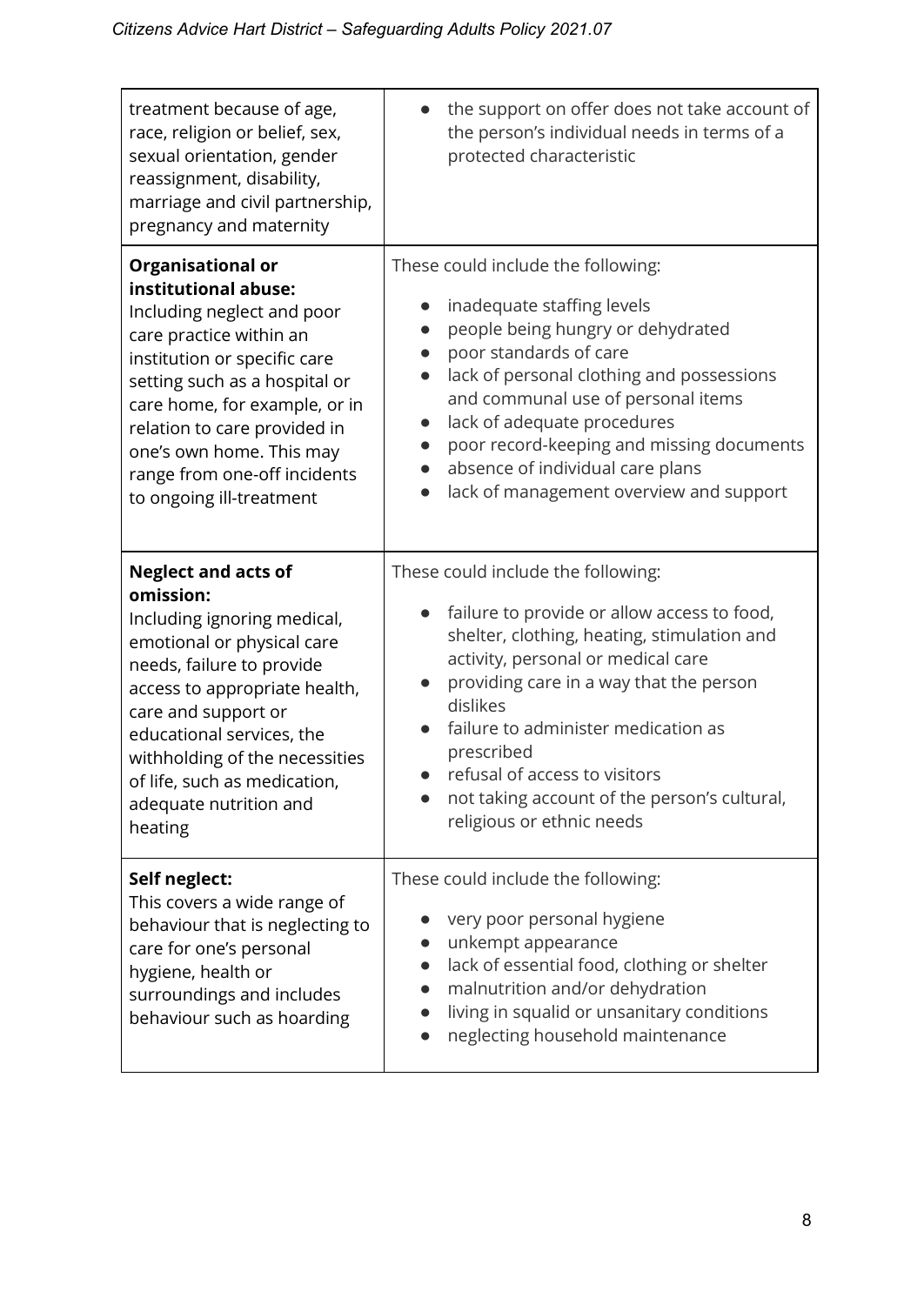| | |
|---|---|
| treatment because of age, race, religion or belief, sex, sexual orientation, gender reassignment, disability, marriage and civil partnership, pregnancy and maternity | • the support on offer does not take account of the person's individual needs in terms of a protected characteristic |
| **Organisational or institutional abuse:** Including neglect and poor care practice within an institution or specific care setting such as a hospital or care home, for example, or in relation to care provided in one's own home. This may range from one-off incidents to ongoing ill-treatment | These could include the following: <br>• inadequate staffing levels <br>• people being hungry or dehydrated <br>• poor standards of care <br>• lack of personal clothing and possessions and communal use of personal items <br>• lack of adequate procedures <br>• poor record-keeping and missing documents <br>• absence of individual care plans <br>• lack of management overview and support |
| **Neglect and acts of omission:** Including ignoring medical, emotional or physical care needs, failure to provide access to appropriate health, care and support or educational services, the withholding of the necessities of life, such as medication, adequate nutrition and heating | These could include the following: <br>• failure to provide or allow access to food, shelter, clothing, heating, stimulation and activity, personal or medical care <br>• providing care in a way that the person dislikes <br>• failure to administer medication as prescribed <br>• refusal of access to visitors <br>• not taking account of the person's cultural, religious or ethnic needs |
| **Self neglect:** This covers a wide range of behaviour that is neglecting to care for one's personal hygiene, health or surroundings and includes behaviour such as hoarding | These could include the following: <br>• very poor personal hygiene <br>• unkempt appearance <br>• lack of essential food, clothing or shelter <br>• malnutrition and/or dehydration <br>• living in squalid or unsanitary conditions <br>• neglecting household maintenance |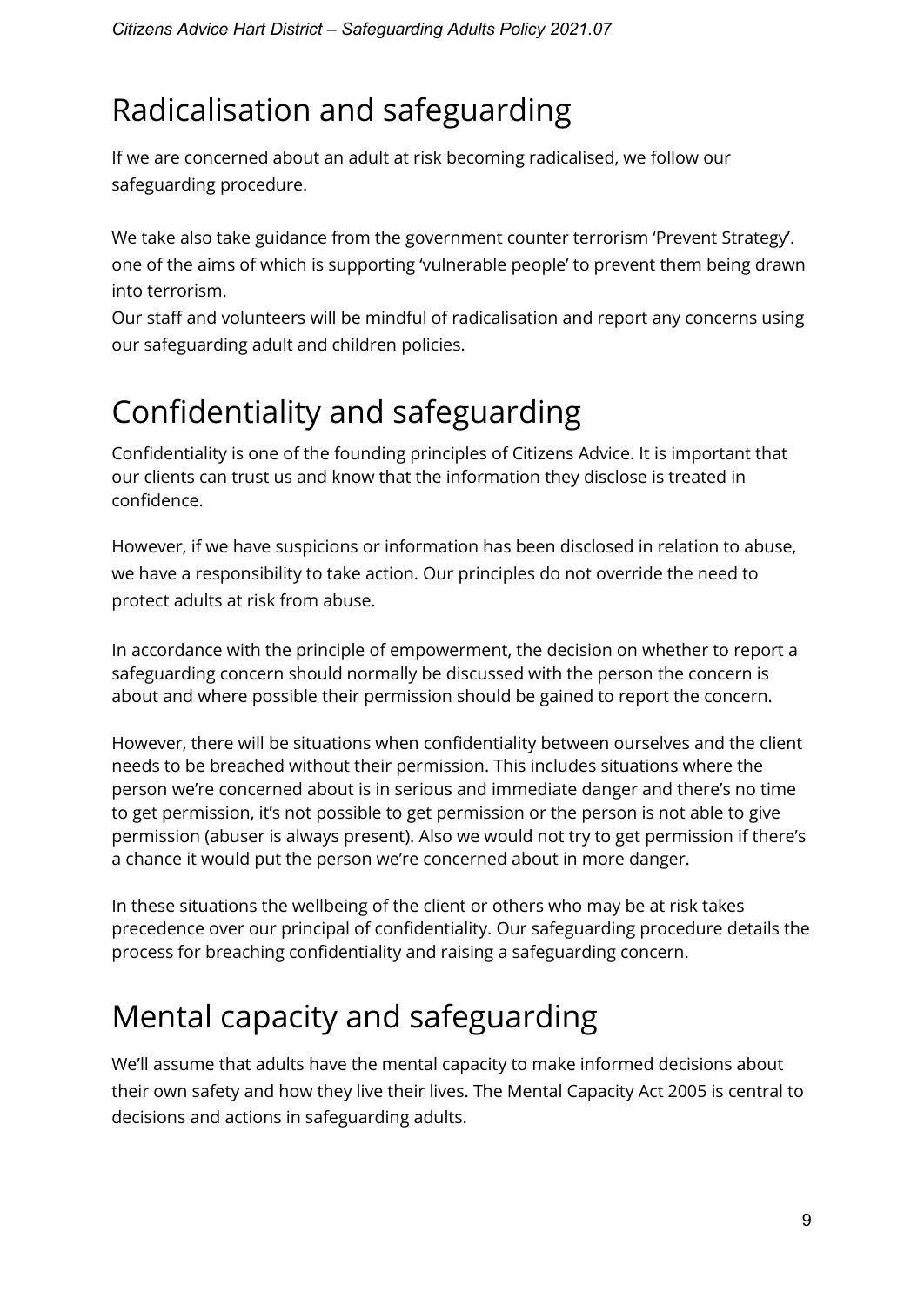# Radicalisation and safeguarding

If we are concerned about an adult at risk becoming radicalised, we follow our safeguarding procedure.

We take also take guidance from the government counter terrorism 'Prevent Strategy'. one of the aims of which is supporting 'vulnerable people' to prevent them being drawn into terrorism.
Our staff and volunteers will be mindful of radicalisation and report any concerns using our safeguarding adult and children policies.

# Confidentiality and safeguarding

Confidentiality is one of the founding principles of Citizens Advice. It is important that our clients can trust us and know that the information they disclose is treated in confidence.

However, if we have suspicions or information has been disclosed in relation to abuse, we have a responsibility to take action. Our principles do not override the need to protect adults at risk from abuse.

In accordance with the principle of empowerment, the decision on whether to report a safeguarding concern should normally be discussed with the person the concern is about and where possible their permission should be gained to report the concern.

However, there will be situations when confidentiality between ourselves and the client needs to be breached without their permission. This includes situations where the person we're concerned about is in serious and immediate danger and there's no time to get permission, it's not possible to get permission or the person is not able to give permission (abuser is always present). Also we would not try to get permission if there's a chance it would put the person we're concerned about in more danger.

In these situations the wellbeing of the client or others who may be at risk takes precedence over our principal of confidentiality. Our safeguarding procedure details the process for breaching confidentiality and raising a safeguarding concern.

# Mental capacity and safeguarding

We'll assume that adults have the mental capacity to make informed decisions about their own safety and how they live their lives. The Mental Capacity Act 2005 is central to decisions and actions in safeguarding adults.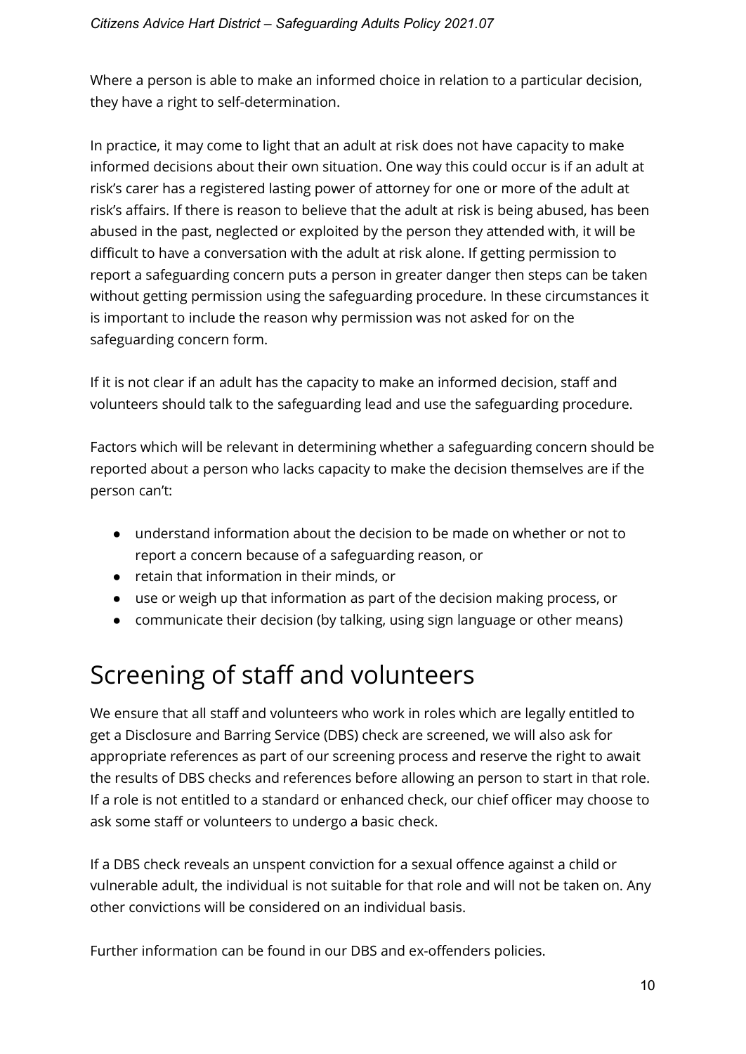Where a person is able to make an informed choice in relation to a particular decision, they have a right to self-determination.

In practice, it may come to light that an adult at risk does not have capacity to make informed decisions about their own situation. One way this could occur is if an adult at risk's carer has a registered lasting power of attorney for one or more of the adult at risk's affairs. If there is reason to believe that the adult at risk is being abused, has been abused in the past, neglected or exploited by the person they attended with, it will be difficult to have a conversation with the adult at risk alone. If getting permission to report a safeguarding concern puts a person in greater danger then steps can be taken without getting permission using the safeguarding procedure. In these circumstances it is important to include the reason why permission was not asked for on the safeguarding concern form.

If it is not clear if an adult has the capacity to make an informed decision, staff and volunteers should talk to the safeguarding lead and use the safeguarding procedure.

Factors which will be relevant in determining whether a safeguarding concern should be reported about a person who lacks capacity to make the decision themselves are if the person can't:

- understand information about the decision to be made on whether or not to report a concern because of a safeguarding reason, or
- retain that information in their minds, or
- use or weigh up that information as part of the decision making process, or
- communicate their decision (by talking, using sign language or other means)

# Screening of staff and volunteers

We ensure that all staff and volunteers who work in roles which are legally entitled to get a Disclosure and Barring Service (DBS) check are screened, we will also ask for appropriate references as part of our screening process and reserve the right to await the results of DBS checks and references before allowing an person to start in that role. If a role is not entitled to a standard or enhanced check, our chief officer may choose to ask some staff or volunteers to undergo a basic check.

If a DBS check reveals an unspent conviction for a sexual offence against a child or vulnerable adult, the individual is not suitable for that role and will not be taken on. Any other convictions will be considered on an individual basis.

Further information can be found in our DBS and ex-offenders policies.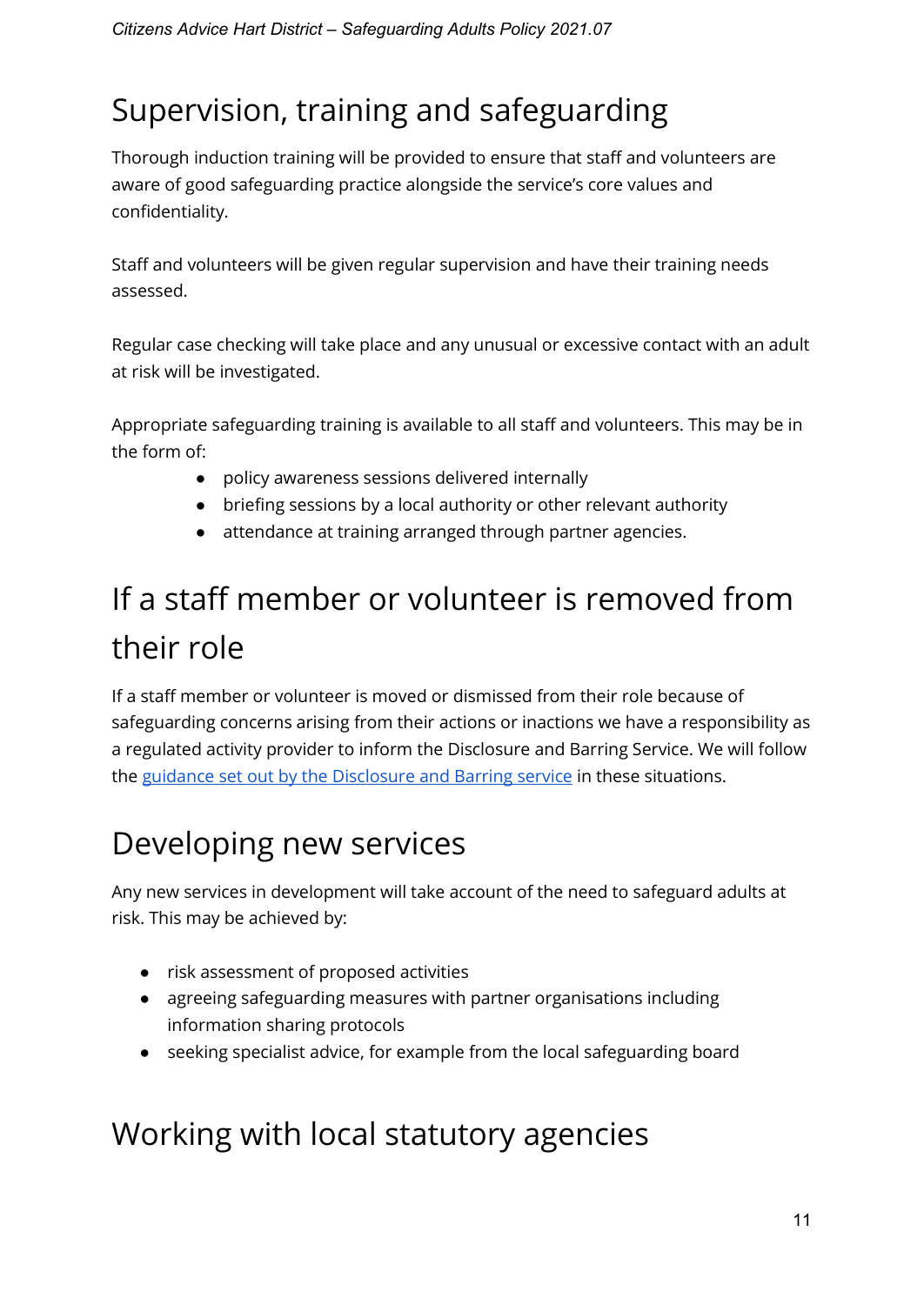## Supervision, training and safeguarding

Thorough induction training will be provided to ensure that staff and volunteers are aware of good safeguarding practice alongside the service's core values and confidentiality.

Staff and volunteers will be given regular supervision and have their training needs assessed.

Regular case checking will take place and any unusual or excessive contact with an adult at risk will be investigated.

Appropriate safeguarding training is available to all staff and volunteers. This may be in the form of:

- policy awareness sessions delivered internally
- briefing sessions by a local authority or other relevant authority
- attendance at training arranged through partner agencies.

## If a staff member or volunteer is removed from their role

If a staff member or volunteer is moved or dismissed from their role because of safeguarding concerns arising from their actions or inactions we have a responsibility as a regulated activity provider to inform the Disclosure and Barring Service. We will follow the guidance set out by the Disclosure and Barring service in these situations.

## Developing new services

Any new services in development will take account of the need to safeguard adults at risk. This may be achieved by:

- risk assessment of proposed activities
- agreeing safeguarding measures with partner organisations including information sharing protocols
- seeking specialist advice, for example from the local safeguarding board

## Working with local statutory agencies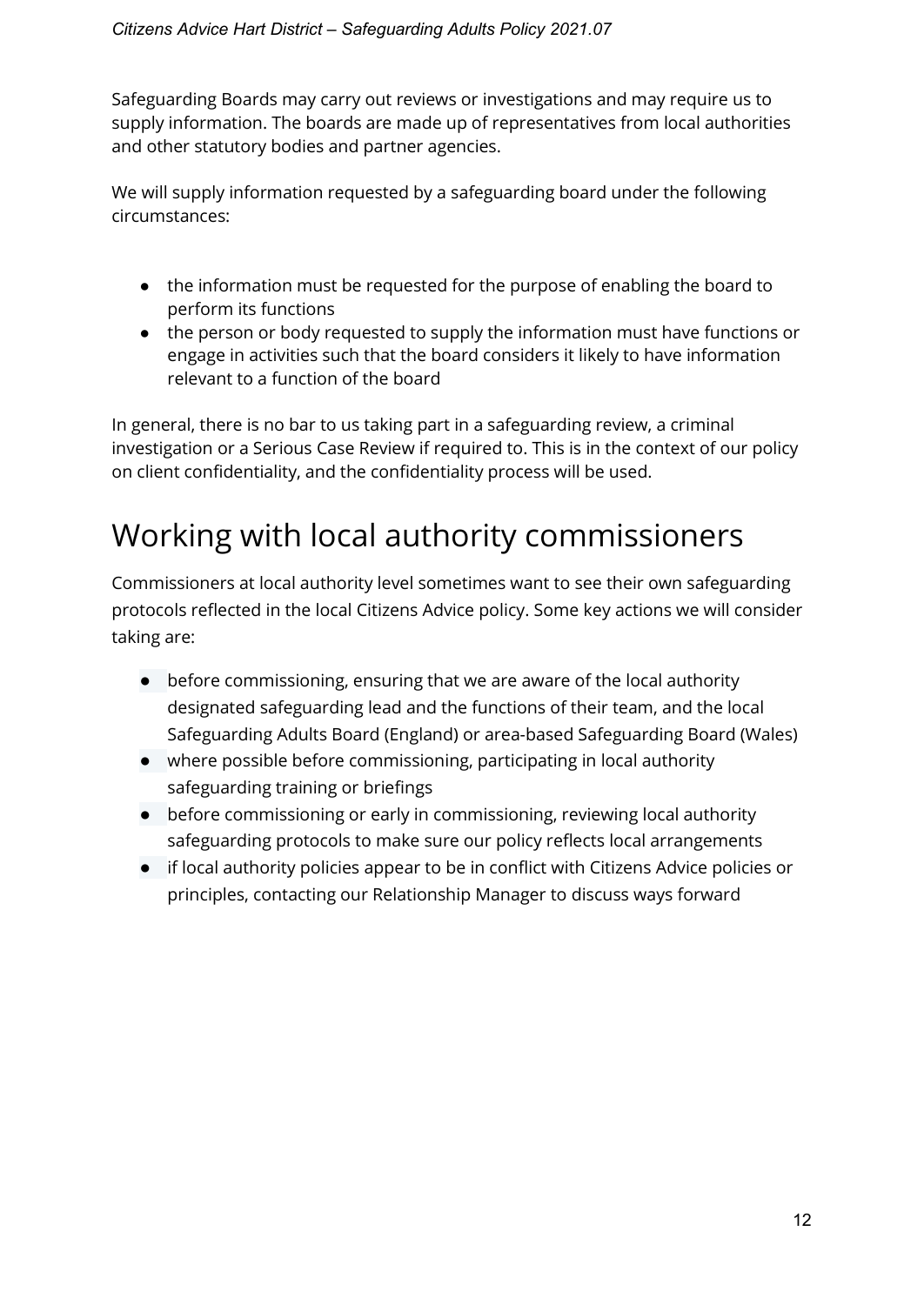Safeguarding Boards may carry out reviews or investigations and may require us to supply information. The boards are made up of representatives from local authorities and other statutory bodies and partner agencies.

We will supply information requested by a safeguarding board under the following circumstances:

- the information must be requested for the purpose of enabling the board to perform its functions
- the person or body requested to supply the information must have functions or engage in activities such that the board considers it likely to have information relevant to a function of the board

In general, there is no bar to us taking part in a safeguarding review, a criminal investigation or a Serious Case Review if required to. This is in the context of our policy on client confidentiality, and the confidentiality process will be used.

# Working with local authority commissioners

Commissioners at local authority level sometimes want to see their own safeguarding protocols reflected in the local Citizens Advice policy. Some key actions we will consider taking are:

- before commissioning, ensuring that we are aware of the local authority designated safeguarding lead and the functions of their team, and the local Safeguarding Adults Board (England) or area-based Safeguarding Board (Wales)
- where possible before commissioning, participating in local authority safeguarding training or briefings
- before commissioning or early in commissioning, reviewing local authority safeguarding protocols to make sure our policy reflects local arrangements
- if local authority policies appear to be in conflict with Citizens Advice policies or principles, contacting our Relationship Manager to discuss ways forward